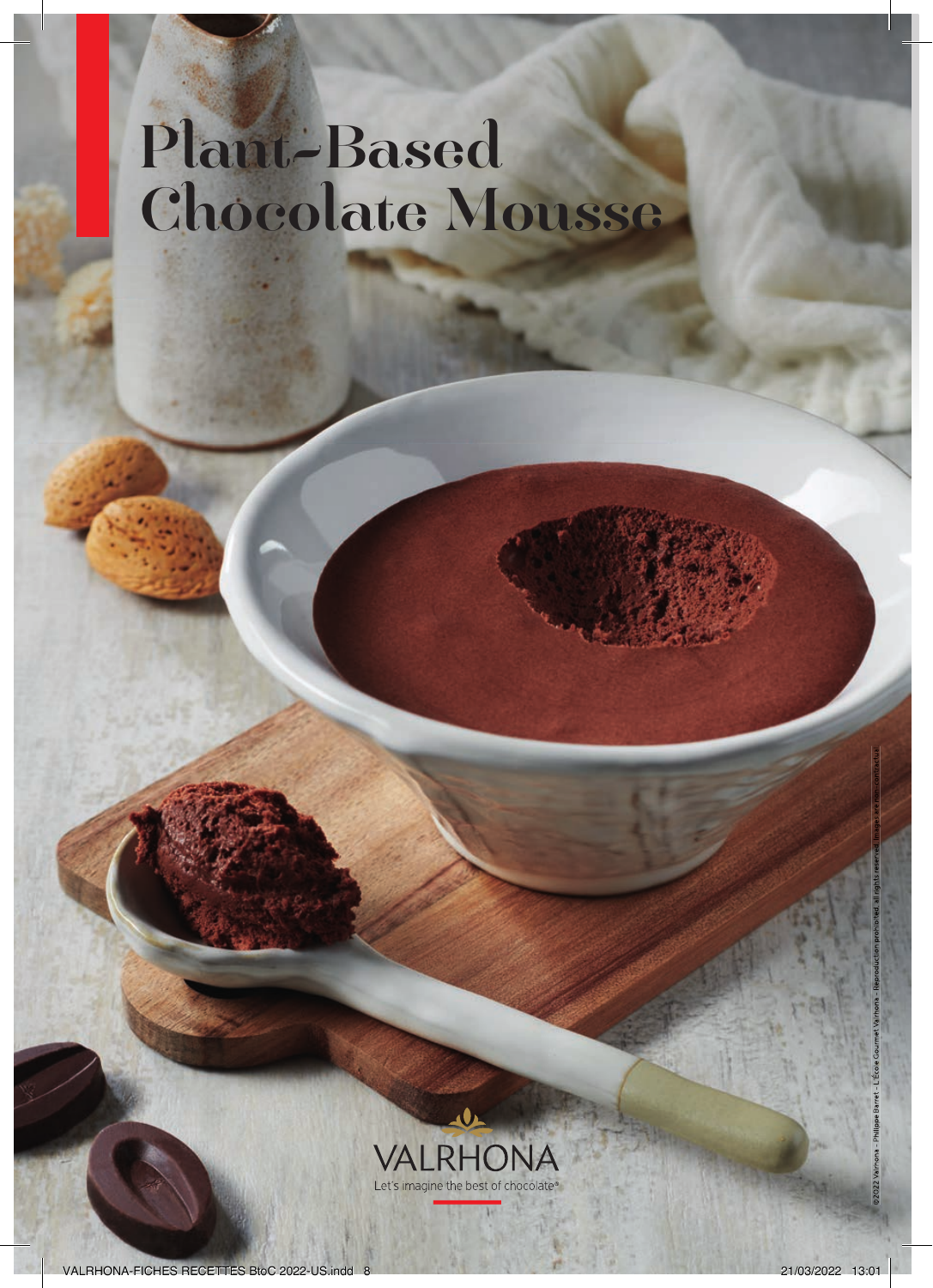# Plant-Based Chocolate Mousse

VALRHONA

Let's imagine the best of chocolate®

©2022 Valrhona - Philippe Barret - L'École Gourmet Valrhona - Reproduction prohibited. all rights reserved. Images are non-contractual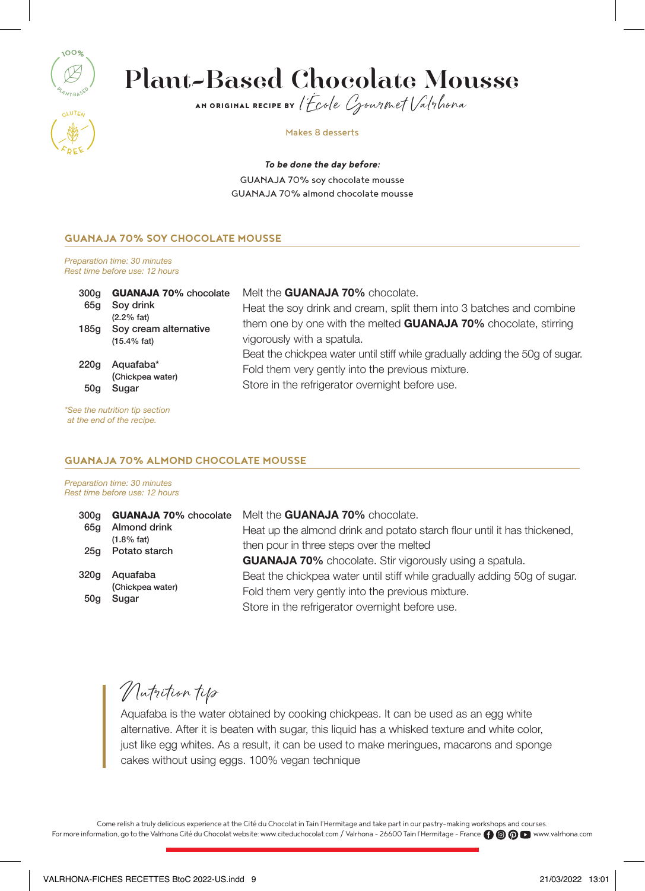# Plant-Based Chocolate Mousse

AN ORIGINAL RECIPE BY l'École Gourmet Valrhona

Makes 8 desserts

***To be done the day before:***
GUANAJA 70% soy chocolate mousse
GUANAJA 70% almond chocolate mousse

## GUANAJA 70% SOY CHOCOLATE MOUSSE

*Preparation time: 30 minutes*
*Rest time before use: 12 hours*

- 300g **GUANAJA 70%** chocolate
- 65g Soy drink (2.2% fat)
- 185g Soy cream alternative (15.4% fat)
- 220g Aquafaba* (Chickpea water)
- 50g Sugar

*\*See the nutrition tip section at the end of the recipe.*

Melt the **GUANAJA 70%** chocolate.
Heat the soy drink and cream, split them into 3 batches and combine them one by one with the melted **GUANAJA 70%** chocolate, stirring vigorously with a spatula.
Beat the chickpea water until stiff while gradually adding the 50g of sugar.
Fold them very gently into the previous mixture.
Store in the refrigerator overnight before use.

## GUANAJA 70% ALMOND CHOCOLATE MOUSSE

*Preparation time: 30 minutes*
*Rest time before use: 12 hours*

- 300g **GUANAJA 70%** chocolate
- 65g Almond drink (1.8% fat)
- 25g Potato starch
- 320g Aquafaba (Chickpea water)
- 50g Sugar

Melt the **GUANAJA 70%** chocolate.
Heat up the almond drink and potato starch flour until it has thickened, then pour in three steps over the melted **GUANAJA 70%** chocolate. Stir vigorously using a spatula.
Beat the chickpea water until stiff while gradually adding 50g of sugar.
Fold them very gently into the previous mixture.
Store in the refrigerator overnight before use.

### Nutrition tip

Aquafaba is the water obtained by cooking chickpeas. It can be used as an egg white alternative. After it is beaten with sugar, this liquid has a whisked texture and white color, just like egg whites. As a result, it can be used to make meringues, macarons and sponge cakes without using eggs. 100% vegan technique

Come relish a truly delicious experience at the Cité du Chocolat in Tain l'Hermitage and take part in our pastry-making workshops and courses.
For more information, go to the Valrhona Cité du Chocolat website: www.citeduchocolat.com / Valrhona - 26600 Tain l'Hermitage - France www.valrhona.com